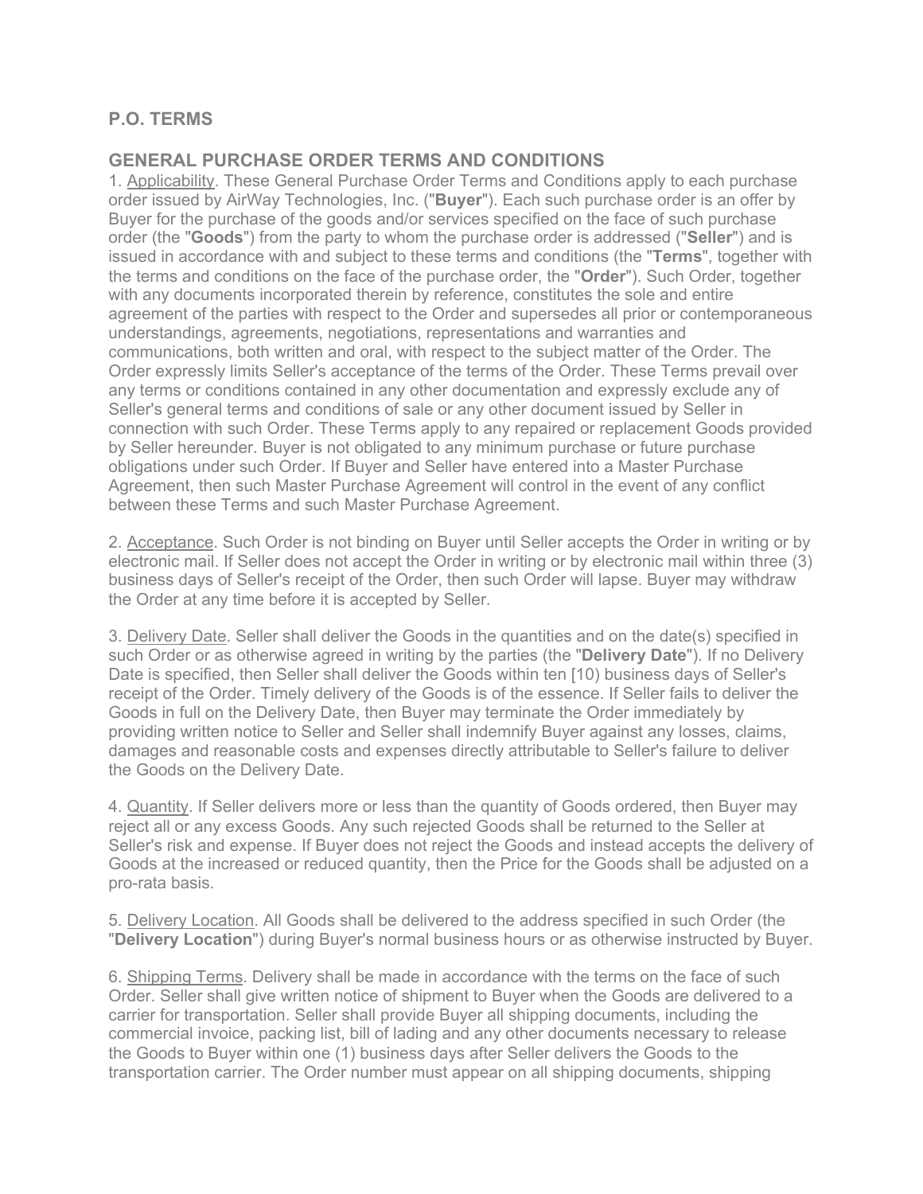## P.O. TERMS

## GENERAL PURCHASE ORDER TERMS AND CONDITIONS

1. Applicability. These General Purchase Order Terms and Conditions apply to each purchase order issued by AirWay Technologies, Inc. ("**Buyer**"). Each such purchase order is an offer by Buyer for the purchase of the goods and/or services specified on the face of such purchase order (the "**Goods**") from the party to whom the purchase order is addressed ("**Seller**") and is issued in accordance with and subject to these terms and conditions (the "**Terms**", together with the terms and conditions on the face of the purchase order, the "**Order**"). Such Order, together with any documents incorporated therein by reference, constitutes the sole and entire agreement of the parties with respect to the Order and supersedes all prior or contemporaneous understandings, agreements, negotiations, representations and warranties and communications, both written and oral, with respect to the subject matter of the Order. The Order expressly limits Seller's acceptance of the terms of the Order. These Terms prevail over any terms or conditions contained in any other documentation and expressly exclude any of Seller's general terms and conditions of sale or any other document issued by Seller in connection with such Order. These Terms apply to any repaired or replacement Goods provided by Seller hereunder. Buyer is not obligated to any minimum purchase or future purchase obligations under such Order. If Buyer and Seller have entered into a Master Purchase Agreement, then such Master Purchase Agreement will control in the event of any conflict between these Terms and such Master Purchase Agreement.

2. Acceptance. Such Order is not binding on Buyer until Seller accepts the Order in writing or by electronic mail. If Seller does not accept the Order in writing or by electronic mail within three (3) business days of Seller's receipt of the Order, then such Order will lapse. Buyer may withdraw the Order at any time before it is accepted by Seller.

3. Delivery Date. Seller shall deliver the Goods in the quantities and on the date(s) specified in such Order or as otherwise agreed in writing by the parties (the "**Delivery Date**"). If no Delivery Date is specified, then Seller shall deliver the Goods within ten [10) business days of Seller's receipt of the Order. Timely delivery of the Goods is of the essence. If Seller fails to deliver the Goods in full on the Delivery Date, then Buyer may terminate the Order immediately by providing written notice to Seller and Seller shall indemnify Buyer against any losses, claims, damages and reasonable costs and expenses directly attributable to Seller's failure to deliver the Goods on the Delivery Date.

4. Quantity. If Seller delivers more or less than the quantity of Goods ordered, then Buyer may reject all or any excess Goods. Any such rejected Goods shall be returned to the Seller at Seller's risk and expense. If Buyer does not reject the Goods and instead accepts the delivery of Goods at the increased or reduced quantity, then the Price for the Goods shall be adjusted on a pro-rata basis.

5. Delivery Location. All Goods shall be delivered to the address specified in such Order (the "**Delivery Location**") during Buyer's normal business hours or as otherwise instructed by Buyer.

6. Shipping Terms. Delivery shall be made in accordance with the terms on the face of such Order. Seller shall give written notice of shipment to Buyer when the Goods are delivered to a carrier for transportation. Seller shall provide Buyer all shipping documents, including the commercial invoice, packing list, bill of lading and any other documents necessary to release the Goods to Buyer within one (1) business days after Seller delivers the Goods to the transportation carrier. The Order number must appear on all shipping documents, shipping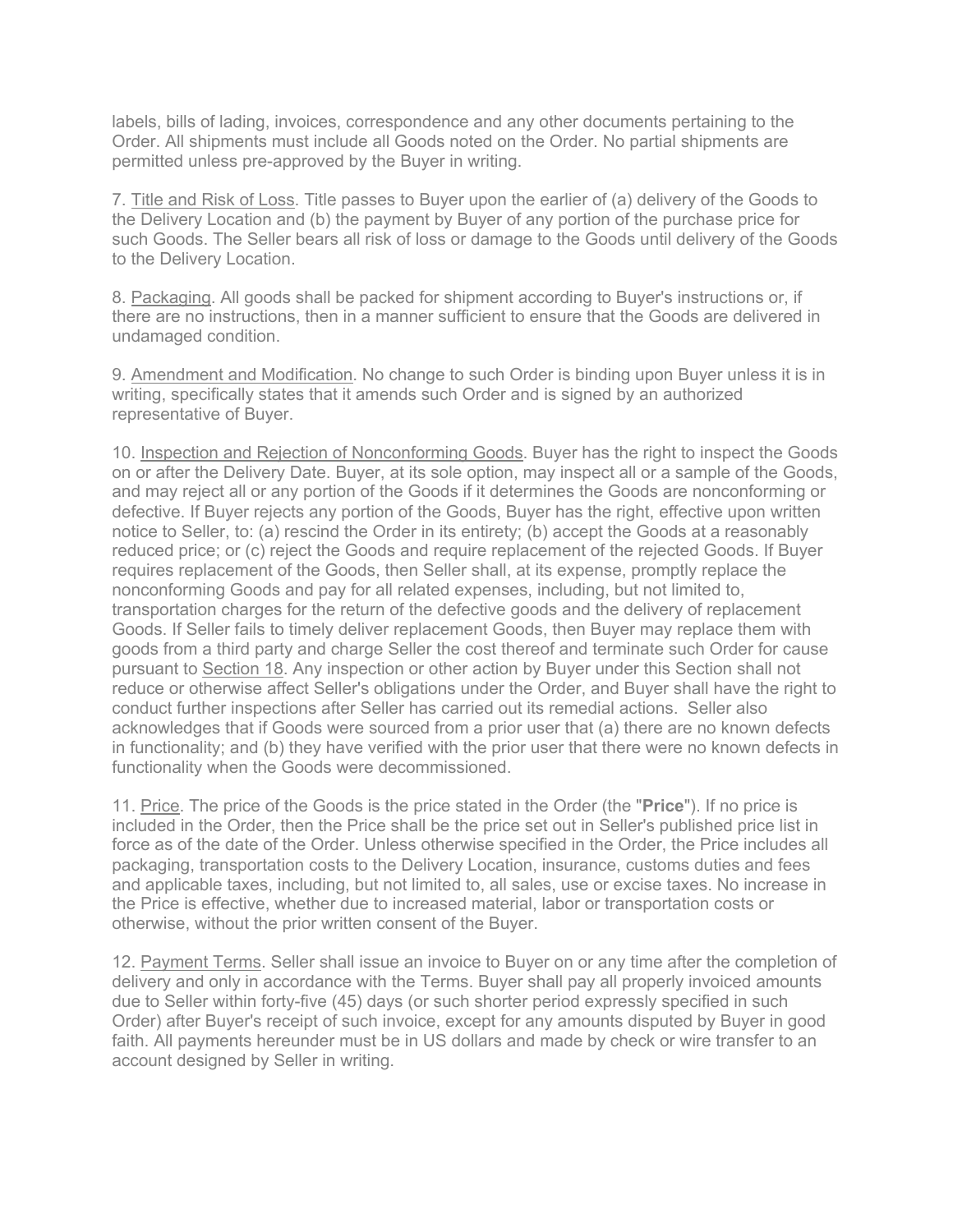labels, bills of lading, invoices, correspondence and any other documents pertaining to the Order. All shipments must include all Goods noted on the Order. No partial shipments are permitted unless pre-approved by the Buyer in writing.

7. Title and Risk of Loss. Title passes to Buyer upon the earlier of (a) delivery of the Goods to the Delivery Location and (b) the payment by Buyer of any portion of the purchase price for such Goods. The Seller bears all risk of loss or damage to the Goods until delivery of the Goods to the Delivery Location.

8. Packaging. All goods shall be packed for shipment according to Buyer's instructions or, if there are no instructions, then in a manner sufficient to ensure that the Goods are delivered in undamaged condition.

9. Amendment and Modification. No change to such Order is binding upon Buyer unless it is in writing, specifically states that it amends such Order and is signed by an authorized representative of Buyer.

10. Inspection and Rejection of Nonconforming Goods. Buyer has the right to inspect the Goods on or after the Delivery Date. Buyer, at its sole option, may inspect all or a sample of the Goods, and may reject all or any portion of the Goods if it determines the Goods are nonconforming or defective. If Buyer rejects any portion of the Goods, Buyer has the right, effective upon written notice to Seller, to: (a) rescind the Order in its entirety; (b) accept the Goods at a reasonably reduced price; or (c) reject the Goods and require replacement of the rejected Goods. If Buyer requires replacement of the Goods, then Seller shall, at its expense, promptly replace the nonconforming Goods and pay for all related expenses, including, but not limited to, transportation charges for the return of the defective goods and the delivery of replacement Goods. If Seller fails to timely deliver replacement Goods, then Buyer may replace them with goods from a third party and charge Seller the cost thereof and terminate such Order for cause pursuant to Section 18. Any inspection or other action by Buyer under this Section shall not reduce or otherwise affect Seller's obligations under the Order, and Buyer shall have the right to conduct further inspections after Seller has carried out its remedial actions. Seller also acknowledges that if Goods were sourced from a prior user that (a) there are no known defects in functionality; and (b) they have verified with the prior user that there were no known defects in functionality when the Goods were decommissioned.

11. Price. The price of the Goods is the price stated in the Order (the "**Price**"). If no price is included in the Order, then the Price shall be the price set out in Seller's published price list in force as of the date of the Order. Unless otherwise specified in the Order, the Price includes all packaging, transportation costs to the Delivery Location, insurance, customs duties and fees and applicable taxes, including, but not limited to, all sales, use or excise taxes. No increase in the Price is effective, whether due to increased material, labor or transportation costs or otherwise, without the prior written consent of the Buyer.

12. Payment Terms. Seller shall issue an invoice to Buyer on or any time after the completion of delivery and only in accordance with the Terms. Buyer shall pay all properly invoiced amounts due to Seller within forty-five (45) days (or such shorter period expressly specified in such Order) after Buyer's receipt of such invoice, except for any amounts disputed by Buyer in good faith. All payments hereunder must be in US dollars and made by check or wire transfer to an account designed by Seller in writing.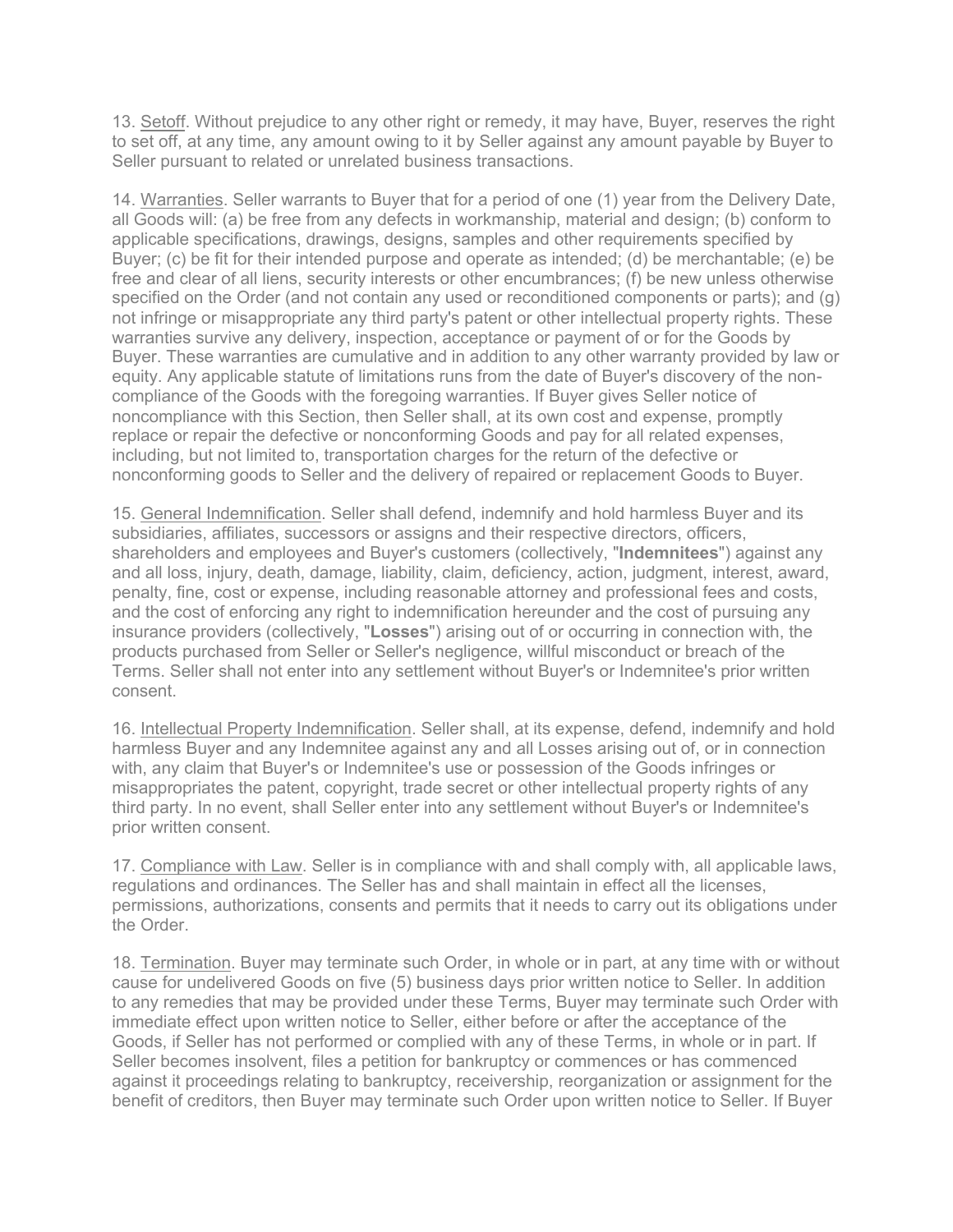13. Setoff. Without prejudice to any other right or remedy, it may have, Buyer, reserves the right to set off, at any time, any amount owing to it by Seller against any amount payable by Buyer to Seller pursuant to related or unrelated business transactions.

14. Warranties. Seller warrants to Buyer that for a period of one (1) year from the Delivery Date, all Goods will: (a) be free from any defects in workmanship, material and design; (b) conform to applicable specifications, drawings, designs, samples and other requirements specified by Buyer; (c) be fit for their intended purpose and operate as intended; (d) be merchantable; (e) be free and clear of all liens, security interests or other encumbrances; (f) be new unless otherwise specified on the Order (and not contain any used or reconditioned components or parts); and (g) not infringe or misappropriate any third party's patent or other intellectual property rights. These warranties survive any delivery, inspection, acceptance or payment of or for the Goods by Buyer. These warranties are cumulative and in addition to any other warranty provided by law or equity. Any applicable statute of limitations runs from the date of Buyer's discovery of the non-compliance of the Goods with the foregoing warranties. If Buyer gives Seller notice of noncompliance with this Section, then Seller shall, at its own cost and expense, promptly replace or repair the defective or nonconforming Goods and pay for all related expenses, including, but not limited to, transportation charges for the return of the defective or nonconforming goods to Seller and the delivery of repaired or replacement Goods to Buyer.

15. General Indemnification. Seller shall defend, indemnify and hold harmless Buyer and its subsidiaries, affiliates, successors or assigns and their respective directors, officers, shareholders and employees and Buyer's customers (collectively, "**Indemnitees**") against any and all loss, injury, death, damage, liability, claim, deficiency, action, judgment, interest, award, penalty, fine, cost or expense, including reasonable attorney and professional fees and costs, and the cost of enforcing any right to indemnification hereunder and the cost of pursuing any insurance providers (collectively, "**Losses**") arising out of or occurring in connection with, the products purchased from Seller or Seller's negligence, willful misconduct or breach of the Terms. Seller shall not enter into any settlement without Buyer's or Indemnitee's prior written consent.

16. Intellectual Property Indemnification. Seller shall, at its expense, defend, indemnify and hold harmless Buyer and any Indemnitee against any and all Losses arising out of, or in connection with, any claim that Buyer's or Indemnitee's use or possession of the Goods infringes or misappropriates the patent, copyright, trade secret or other intellectual property rights of any third party. In no event, shall Seller enter into any settlement without Buyer's or Indemnitee's prior written consent.

17. Compliance with Law. Seller is in compliance with and shall comply with, all applicable laws, regulations and ordinances. The Seller has and shall maintain in effect all the licenses, permissions, authorizations, consents and permits that it needs to carry out its obligations under the Order.

18. Termination. Buyer may terminate such Order, in whole or in part, at any time with or without cause for undelivered Goods on five (5) business days prior written notice to Seller. In addition to any remedies that may be provided under these Terms, Buyer may terminate such Order with immediate effect upon written notice to Seller, either before or after the acceptance of the Goods, if Seller has not performed or complied with any of these Terms, in whole or in part. If Seller becomes insolvent, files a petition for bankruptcy or commences or has commenced against it proceedings relating to bankruptcy, receivership, reorganization or assignment for the benefit of creditors, then Buyer may terminate such Order upon written notice to Seller. If Buyer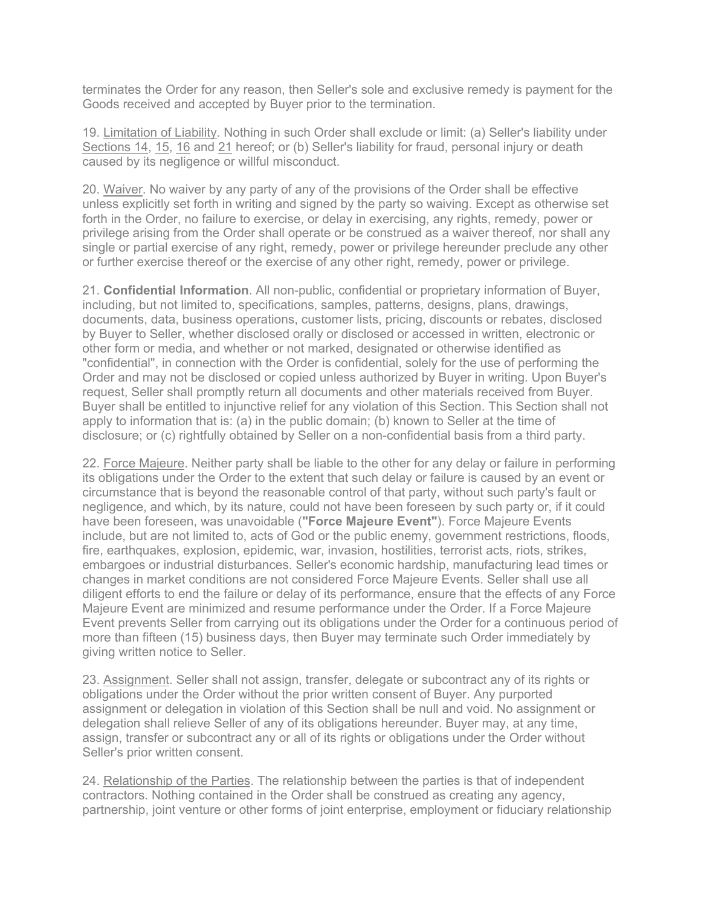terminates the Order for any reason, then Seller's sole and exclusive remedy is payment for the Goods received and accepted by Buyer prior to the termination.

19. Limitation of Liability. Nothing in such Order shall exclude or limit: (a) Seller's liability under Sections 14, 15, 16 and 21 hereof; or (b) Seller's liability for fraud, personal injury or death caused by its negligence or willful misconduct.

20. Waiver. No waiver by any party of any of the provisions of the Order shall be effective unless explicitly set forth in writing and signed by the party so waiving. Except as otherwise set forth in the Order, no failure to exercise, or delay in exercising, any rights, remedy, power or privilege arising from the Order shall operate or be construed as a waiver thereof, nor shall any single or partial exercise of any right, remedy, power or privilege hereunder preclude any other or further exercise thereof or the exercise of any other right, remedy, power or privilege.

21. **Confidential Information**. All non-public, confidential or proprietary information of Buyer, including, but not limited to, specifications, samples, patterns, designs, plans, drawings, documents, data, business operations, customer lists, pricing, discounts or rebates, disclosed by Buyer to Seller, whether disclosed orally or disclosed or accessed in written, electronic or other form or media, and whether or not marked, designated or otherwise identified as "confidential", in connection with the Order is confidential, solely for the use of performing the Order and may not be disclosed or copied unless authorized by Buyer in writing. Upon Buyer's request, Seller shall promptly return all documents and other materials received from Buyer. Buyer shall be entitled to injunctive relief for any violation of this Section. This Section shall not apply to information that is: (a) in the public domain; (b) known to Seller at the time of disclosure; or (c) rightfully obtained by Seller on a non-confidential basis from a third party.

22. Force Majeure. Neither party shall be liable to the other for any delay or failure in performing its obligations under the Order to the extent that such delay or failure is caused by an event or circumstance that is beyond the reasonable control of that party, without such party's fault or negligence, and which, by its nature, could not have been foreseen by such party or, if it could have been foreseen, was unavoidable (**"Force Majeure Event"**). Force Majeure Events include, but are not limited to, acts of God or the public enemy, government restrictions, floods, fire, earthquakes, explosion, epidemic, war, invasion, hostilities, terrorist acts, riots, strikes, embargoes or industrial disturbances. Seller's economic hardship, manufacturing lead times or changes in market conditions are not considered Force Majeure Events. Seller shall use all diligent efforts to end the failure or delay of its performance, ensure that the effects of any Force Majeure Event are minimized and resume performance under the Order. If a Force Majeure Event prevents Seller from carrying out its obligations under the Order for a continuous period of more than fifteen (15) business days, then Buyer may terminate such Order immediately by giving written notice to Seller.

23. Assignment. Seller shall not assign, transfer, delegate or subcontract any of its rights or obligations under the Order without the prior written consent of Buyer. Any purported assignment or delegation in violation of this Section shall be null and void. No assignment or delegation shall relieve Seller of any of its obligations hereunder. Buyer may, at any time, assign, transfer or subcontract any or all of its rights or obligations under the Order without Seller's prior written consent.

24. Relationship of the Parties. The relationship between the parties is that of independent contractors. Nothing contained in the Order shall be construed as creating any agency, partnership, joint venture or other forms of joint enterprise, employment or fiduciary relationship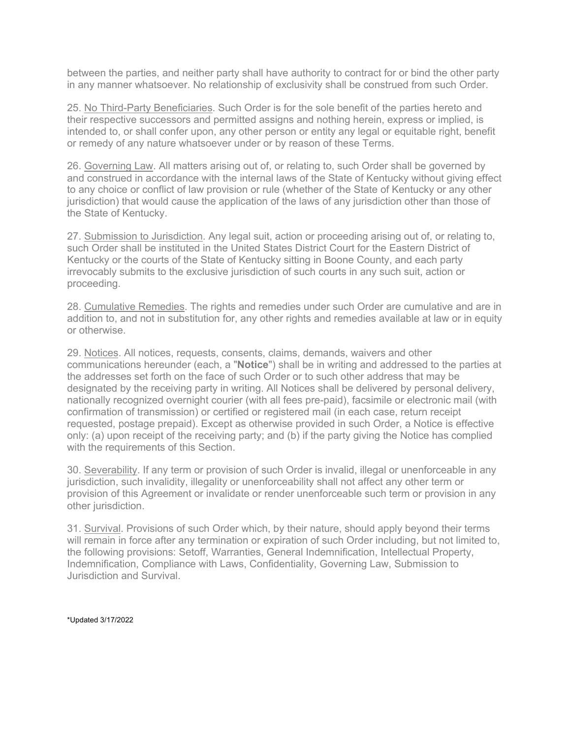between the parties, and neither party shall have authority to contract for or bind the other party in any manner whatsoever. No relationship of exclusivity shall be construed from such Order.

25. No Third-Party Beneficiaries. Such Order is for the sole benefit of the parties hereto and their respective successors and permitted assigns and nothing herein, express or implied, is intended to, or shall confer upon, any other person or entity any legal or equitable right, benefit or remedy of any nature whatsoever under or by reason of these Terms.

26. Governing Law. All matters arising out of, or relating to, such Order shall be governed by and construed in accordance with the internal laws of the State of Kentucky without giving effect to any choice or conflict of law provision or rule (whether of the State of Kentucky or any other jurisdiction) that would cause the application of the laws of any jurisdiction other than those of the State of Kentucky.

27. Submission to Jurisdiction. Any legal suit, action or proceeding arising out of, or relating to, such Order shall be instituted in the United States District Court for the Eastern District of Kentucky or the courts of the State of Kentucky sitting in Boone County, and each party irrevocably submits to the exclusive jurisdiction of such courts in any such suit, action or proceeding.

28. Cumulative Remedies. The rights and remedies under such Order are cumulative and are in addition to, and not in substitution for, any other rights and remedies available at law or in equity or otherwise.

29. Notices. All notices, requests, consents, claims, demands, waivers and other communications hereunder (each, a "**Notice**") shall be in writing and addressed to the parties at the addresses set forth on the face of such Order or to such other address that may be designated by the receiving party in writing. All Notices shall be delivered by personal delivery, nationally recognized overnight courier (with all fees pre-paid), facsimile or electronic mail (with confirmation of transmission) or certified or registered mail (in each case, return receipt requested, postage prepaid). Except as otherwise provided in such Order, a Notice is effective only: (a) upon receipt of the receiving party; and (b) if the party giving the Notice has complied with the requirements of this Section.

30. Severability. If any term or provision of such Order is invalid, illegal or unenforceable in any jurisdiction, such invalidity, illegality or unenforceability shall not affect any other term or provision of this Agreement or invalidate or render unenforceable such term or provision in any other jurisdiction.

31. Survival. Provisions of such Order which, by their nature, should apply beyond their terms will remain in force after any termination or expiration of such Order including, but not limited to, the following provisions: Setoff, Warranties, General Indemnification, Intellectual Property, Indemnification, Compliance with Laws, Confidentiality, Governing Law, Submission to Jurisdiction and Survival.

*Updated 3/17/2022